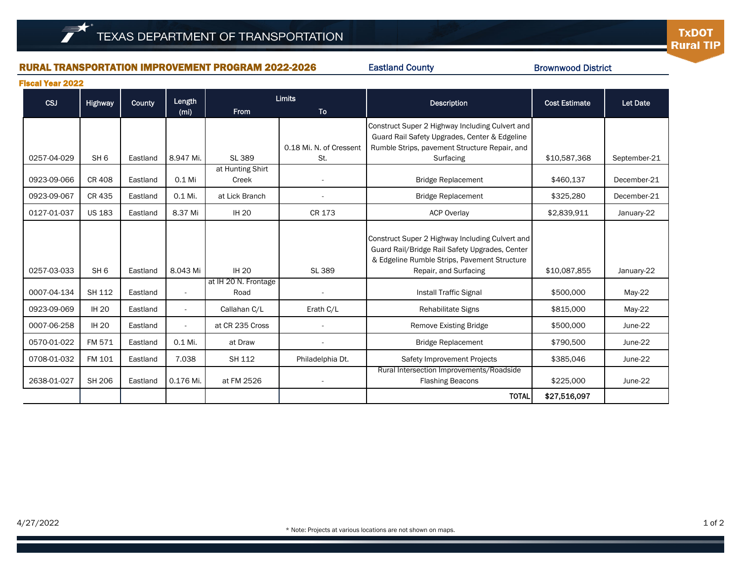TEXAS DEPARTMENT OF TRANSPORTATION

TxDOT Rural TIP

## RURAL TRANSPORTATION IMPROVEMENT PROGRAM 2022-2026

Eastland County

Brownwood District

### Fiscal Year 2022

| CSJ | Highway | County | Length (mi) | Limits From | Limits To | Description | Cost Estimate | Let Date |
|---|---|---|---|---|---|---|---|---|
| 0257-04-029 | SH 6 | Eastland | 8.947 Mi. | SL 389 | 0.18 Mi. N. of Cressent St. | Construct Super 2 Highway Including Culvert and Guard Rail Safety Upgrades, Center & Edgeline Rumble Strips, pavement Structure Repair, and Surfacing | $10,587,368 | September-21 |
| 0923-09-066 | CR 408 | Eastland | 0.1 Mi | at Hunting Shirt Creek | - | Bridge Replacement | $460,137 | December-21 |
| 0923-09-067 | CR 435 | Eastland | 0.1 Mi. | at Lick Branch | - | Bridge Replacement | $325,280 | December-21 |
| 0127-01-037 | US 183 | Eastland | 8.37 Mi | IH 20 | CR 173 | ACP Overlay | $2,839,911 | January-22 |
| 0257-03-033 | SH 6 | Eastland | 8.043 Mi | IH 20 | SL 389 | Construct Super 2 Highway Including Culvert and Guard Rail/Bridge Rail Safety Upgrades, Center & Edgeline Rumble Strips, Pavement Structure Repair, and Surfacing | $10,087,855 | January-22 |
| 0007-04-134 | SH 112 | Eastland | - | at IH 20 N. Frontage Road | - | Install Traffic Signal | $500,000 | May-22 |
| 0923-09-069 | IH 20 | Eastland | - | Callahan C/L | Erath C/L | Rehabilitate Signs | $815,000 | May-22 |
| 0007-06-258 | IH 20 | Eastland | - | at CR 235 Cross | - | Remove Existing Bridge | $500,000 | June-22 |
| 0570-01-022 | FM 571 | Eastland | 0.1 Mi. | at Draw | - | Bridge Replacement | $790,500 | June-22 |
| 0708-01-032 | FM 101 | Eastland | 7.038 | SH 112 | Philadelphia Dt. | Safety Improvement Projects | $385,046 | June-22 |
| 2638-01-027 | SH 206 | Eastland | 0.176 Mi. | at FM 2526 | - | Rural Intersection Improvements/Roadside Flashing Beacons | $225,000 | June-22 |
| | | | | | | TOTAL | $27,516,097 | |

4/27/2022

* Note: Projects at various locations are not shown on maps.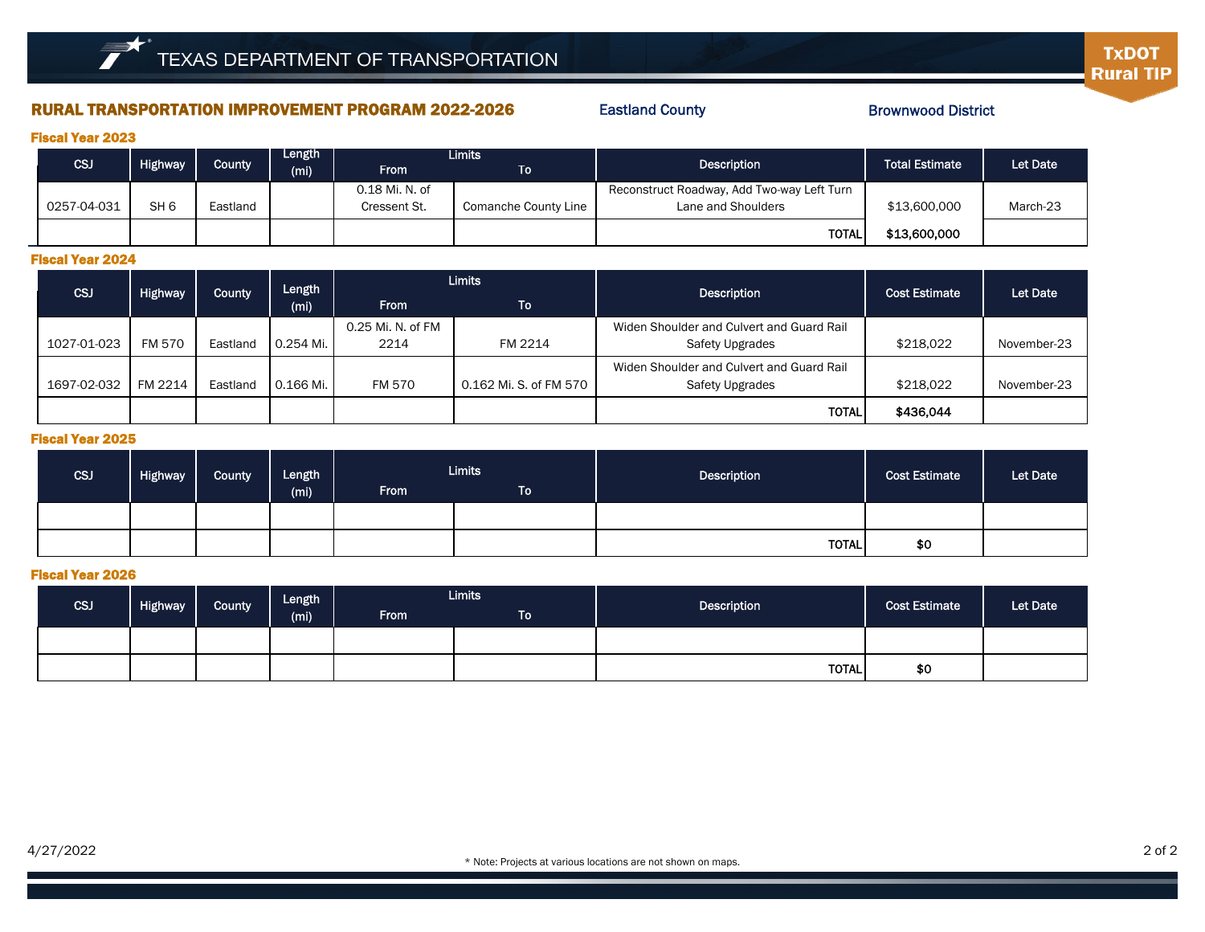TEXAS DEPARTMENT OF TRANSPORTATION

TxDOT Rural TIP

## RURAL TRANSPORTATION IMPROVEMENT PROGRAM 2022-2026

Eastland County

Brownwood District

### Fiscal Year 2023

| CSJ | Highway | County | Length (mi) | Limits From | Limits To | Description | Total Estimate | Let Date |
|---|---|---|---|---|---|---|---|---|
| 0257-04-031 | SH 6 | Eastland | | 0.18 Mi. N. of Cressent St. | Comanche County Line | Reconstruct Roadway, Add Two-way Left Turn Lane and Shoulders | $13,600,000 | March-23 |
| | | | | | | TOTAL | $13,600,000 | |

### Fiscal Year 2024

| CSJ | Highway | County | Length (mi) | Limits From | Limits To | Description | Cost Estimate | Let Date |
|---|---|---|---|---|---|---|---|---|
| 1027-01-023 | FM 570 | Eastland | 0.254 Mi. | 0.25 Mi. N. of FM 2214 | FM 2214 | Widen Shoulder and Culvert and Guard Rail Safety Upgrades | $218,022 | November-23 |
| 1697-02-032 | FM 2214 | Eastland | 0.166 Mi. | FM 570 | 0.162 Mi. S. of FM 570 | Widen Shoulder and Culvert and Guard Rail Safety Upgrades | $218,022 | November-23 |
| | | | | | | TOTAL | $436,044 | |

### Fiscal Year 2025

| CSJ | Highway | County | Length (mi) | Limits From | Limits To | Description | Cost Estimate | Let Date |
|---|---|---|---|---|---|---|---|---|
| | | | | | | | | |
| | | | | | | TOTAL | $0 | |

### Fiscal Year 2026

| CSJ | Highway | County | Length (mi) | Limits From | Limits To | Description | Cost Estimate | Let Date |
|---|---|---|---|---|---|---|---|---|
| | | | | | | | | |
| | | | | | | TOTAL | $0 | |

4/27/2022

* Note: Projects at various locations are not shown on maps.